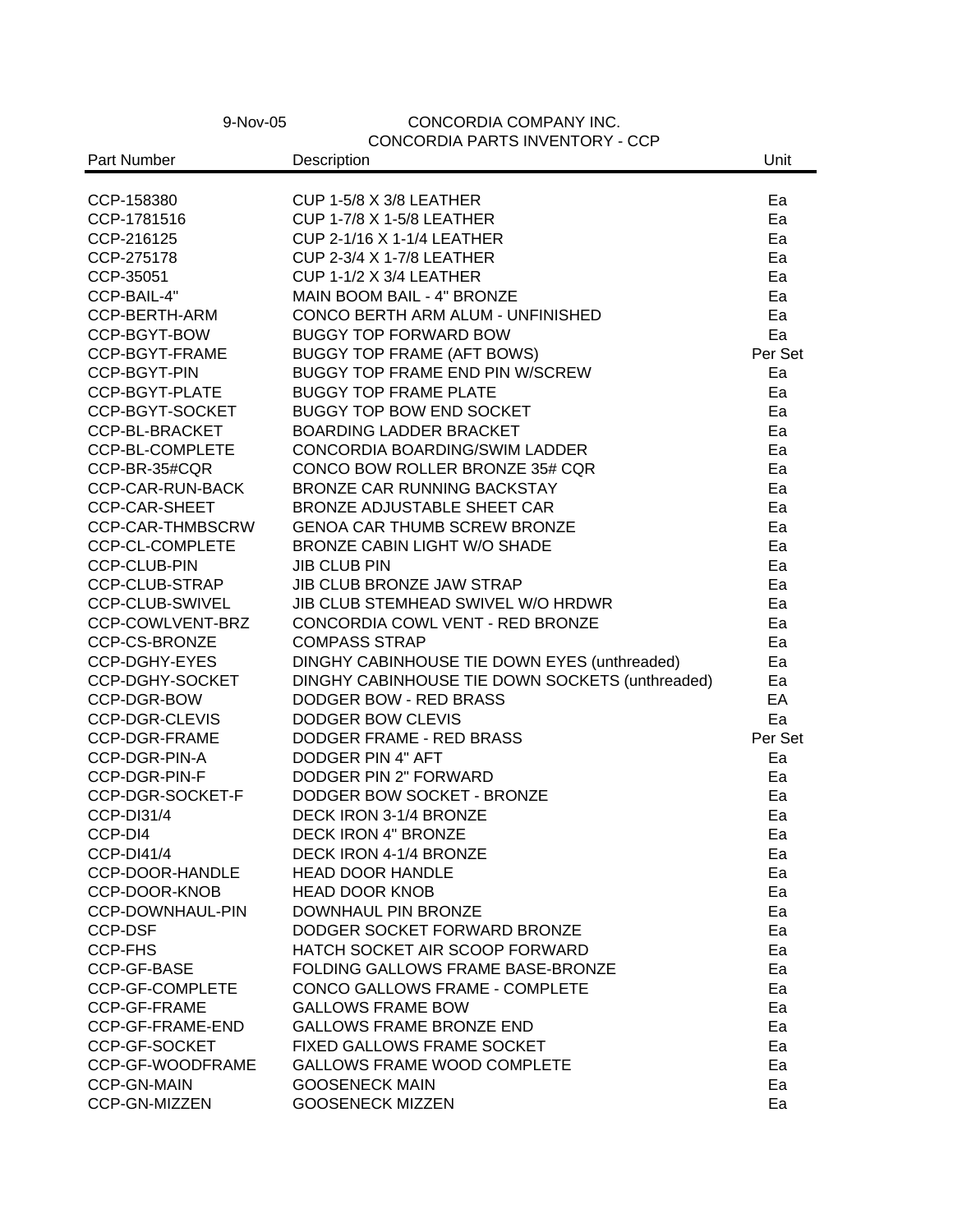9-Nov-05

# CONCORDIA COMPANY INC.

## CONCORDIA PARTS INVENTORY - CCP

| Part Number | Description | Unit |
|---|---|---|
| CCP-158380 | CUP 1-5/8 X 3/8 LEATHER | Ea |
| CCP-1781516 | CUP 1-7/8 X 1-5/8 LEATHER | Ea |
| CCP-216125 | CUP 2-1/16 X 1-1/4 LEATHER | Ea |
| CCP-275178 | CUP 2-3/4 X 1-7/8 LEATHER | Ea |
| CCP-35051 | CUP 1-1/2 X 3/4 LEATHER | Ea |
| CCP-BAIL-4" | MAIN BOOM BAIL - 4" BRONZE | Ea |
| CCP-BERTH-ARM | CONCO BERTH ARM ALUM - UNFINISHED | Ea |
| CCP-BGYT-BOW | BUGGY TOP FORWARD BOW | Ea |
| CCP-BGYT-FRAME | BUGGY TOP FRAME (AFT BOWS) | Per Set |
| CCP-BGYT-PIN | BUGGY TOP FRAME END PIN W/SCREW | Ea |
| CCP-BGYT-PLATE | BUGGY TOP FRAME PLATE | Ea |
| CCP-BGYT-SOCKET | BUGGY TOP BOW END SOCKET | Ea |
| CCP-BL-BRACKET | BOARDING LADDER BRACKET | Ea |
| CCP-BL-COMPLETE | CONCORDIA BOARDING/SWIM LADDER | Ea |
| CCP-BR-35#CQR | CONCO BOW ROLLER BRONZE 35# CQR | Ea |
| CCP-CAR-RUN-BACK | BRONZE CAR RUNNING BACKSTAY | Ea |
| CCP-CAR-SHEET | BRONZE ADJUSTABLE SHEET CAR | Ea |
| CCP-CAR-THMBSCRW | GENOA CAR THUMB SCREW BRONZE | Ea |
| CCP-CL-COMPLETE | BRONZE CABIN LIGHT W/O SHADE | Ea |
| CCP-CLUB-PIN | JIB CLUB PIN | Ea |
| CCP-CLUB-STRAP | JIB CLUB BRONZE JAW STRAP | Ea |
| CCP-CLUB-SWIVEL | JIB CLUB STEMHEAD SWIVEL W/O HRDWR | Ea |
| CCP-COWLVENT-BRZ | CONCORDIA COWL VENT - RED BRONZE | Ea |
| CCP-CS-BRONZE | COMPASS STRAP | Ea |
| CCP-DGHY-EYES | DINGHY CABINHOUSE TIE DOWN EYES (unthreaded) | Ea |
| CCP-DGHY-SOCKET | DINGHY CABINHOUSE TIE DOWN SOCKETS (unthreaded) | Ea |
| CCP-DGR-BOW | DODGER BOW - RED BRASS | EA |
| CCP-DGR-CLEVIS | DODGER BOW CLEVIS | Ea |
| CCP-DGR-FRAME | DODGER FRAME - RED BRASS | Per Set |
| CCP-DGR-PIN-A | DODGER PIN 4" AFT | Ea |
| CCP-DGR-PIN-F | DODGER PIN 2" FORWARD | Ea |
| CCP-DGR-SOCKET-F | DODGER BOW SOCKET - BRONZE | Ea |
| CCP-DI31/4 | DECK IRON 3-1/4 BRONZE | Ea |
| CCP-DI4 | DECK IRON 4" BRONZE | Ea |
| CCP-DI41/4 | DECK IRON 4-1/4 BRONZE | Ea |
| CCP-DOOR-HANDLE | HEAD DOOR HANDLE | Ea |
| CCP-DOOR-KNOB | HEAD DOOR KNOB | Ea |
| CCP-DOWNHAUL-PIN | DOWNHAUL PIN BRONZE | Ea |
| CCP-DSF | DODGER SOCKET FORWARD BRONZE | Ea |
| CCP-FHS | HATCH SOCKET AIR SCOOP FORWARD | Ea |
| CCP-GF-BASE | FOLDING GALLOWS FRAME BASE-BRONZE | Ea |
| CCP-GF-COMPLETE | CONCO GALLOWS FRAME - COMPLETE | Ea |
| CCP-GF-FRAME | GALLOWS FRAME BOW | Ea |
| CCP-GF-FRAME-END | GALLOWS FRAME BRONZE END | Ea |
| CCP-GF-SOCKET | FIXED GALLOWS FRAME SOCKET | Ea |
| CCP-GF-WOODFRAME | GALLOWS FRAME WOOD COMPLETE | Ea |
| CCP-GN-MAIN | GOOSENECK MAIN | Ea |
| CCP-GN-MIZZEN | GOOSENECK MIZZEN | Ea |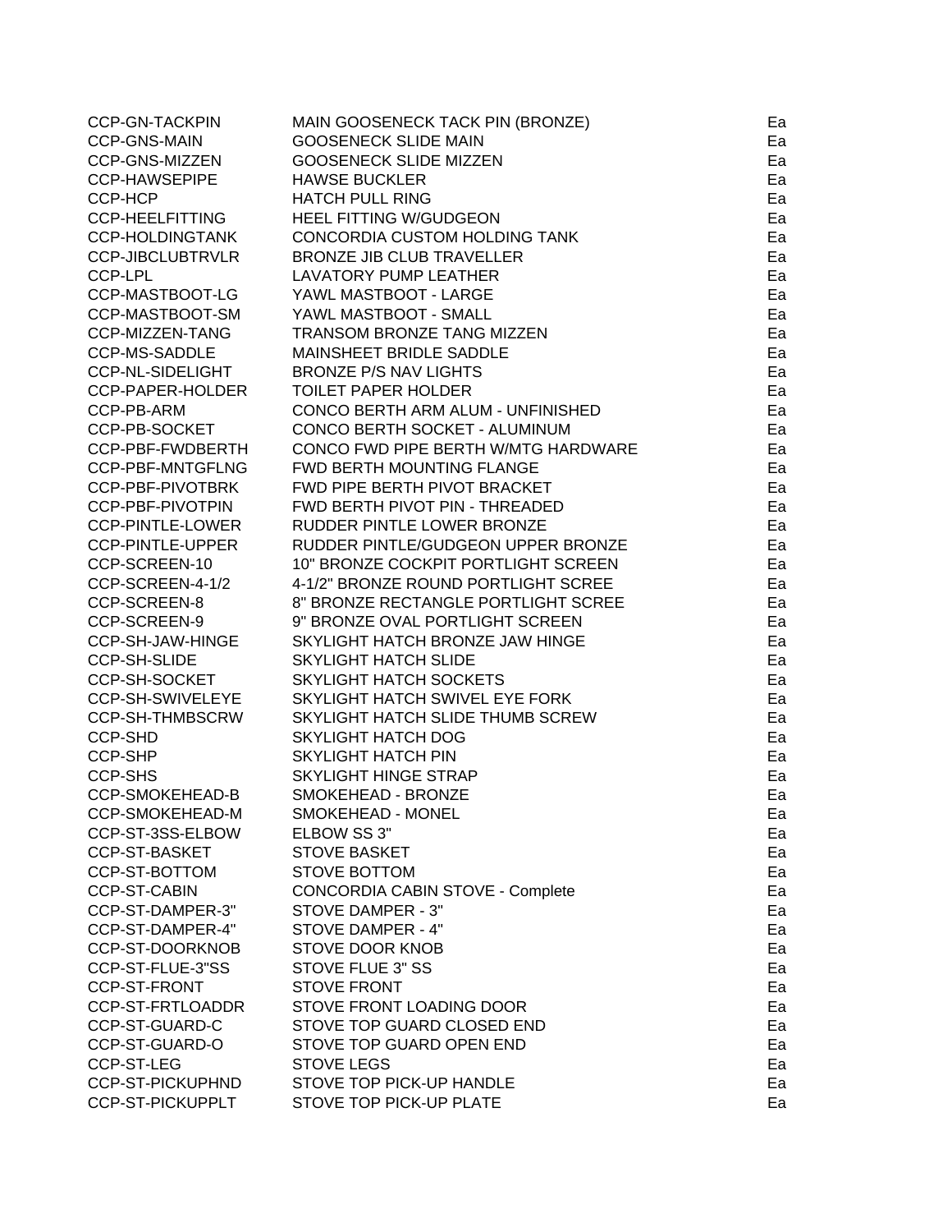| | | |
|---|---|---|
| CCP-GN-TACKPIN | MAIN GOOSENECK TACK PIN (BRONZE) | Ea |
| CCP-GNS-MAIN | GOOSENECK SLIDE MAIN | Ea |
| CCP-GNS-MIZZEN | GOOSENECK SLIDE MIZZEN | Ea |
| CCP-HAWSEPIPE | HAWSE BUCKLER | Ea |
| CCP-HCP | HATCH PULL RING | Ea |
| CCP-HEELFITTING | HEEL FITTING W/GUDGEON | Ea |
| CCP-HOLDINGTANK | CONCORDIA CUSTOM HOLDING TANK | Ea |
| CCP-JIBCLUBTRVLR | BRONZE JIB CLUB TRAVELLER | Ea |
| CCP-LPL | LAVATORY PUMP LEATHER | Ea |
| CCP-MASTBOOT-LG | YAWL MASTBOOT - LARGE | Ea |
| CCP-MASTBOOT-SM | YAWL MASTBOOT - SMALL | Ea |
| CCP-MIZZEN-TANG | TRANSOM BRONZE TANG MIZZEN | Ea |
| CCP-MS-SADDLE | MAINSHEET BRIDLE SADDLE | Ea |
| CCP-NL-SIDELIGHT | BRONZE P/S NAV LIGHTS | Ea |
| CCP-PAPER-HOLDER | TOILET PAPER HOLDER | Ea |
| CCP-PB-ARM | CONCO BERTH ARM ALUM - UNFINISHED | Ea |
| CCP-PB-SOCKET | CONCO BERTH SOCKET - ALUMINUM | Ea |
| CCP-PBF-FWDBERTH | CONCO FWD PIPE BERTH W/MTG HARDWARE | Ea |
| CCP-PBF-MNTGFLNG | FWD BERTH MOUNTING FLANGE | Ea |
| CCP-PBF-PIVOTBRK | FWD PIPE BERTH PIVOT BRACKET | Ea |
| CCP-PBF-PIVOTPIN | FWD BERTH PIVOT PIN - THREADED | Ea |
| CCP-PINTLE-LOWER | RUDDER PINTLE LOWER BRONZE | Ea |
| CCP-PINTLE-UPPER | RUDDER PINTLE/GUDGEON UPPER BRONZE | Ea |
| CCP-SCREEN-10 | 10" BRONZE COCKPIT PORTLIGHT SCREEN | Ea |
| CCP-SCREEN-4-1/2 | 4-1/2" BRONZE ROUND PORTLIGHT SCREE | Ea |
| CCP-SCREEN-8 | 8" BRONZE RECTANGLE PORTLIGHT SCREE | Ea |
| CCP-SCREEN-9 | 9" BRONZE OVAL PORTLIGHT SCREEN | Ea |
| CCP-SH-JAW-HINGE | SKYLIGHT HATCH BRONZE JAW HINGE | Ea |
| CCP-SH-SLIDE | SKYLIGHT HATCH SLIDE | Ea |
| CCP-SH-SOCKET | SKYLIGHT HATCH SOCKETS | Ea |
| CCP-SH-SWIVELEYE | SKYLIGHT HATCH SWIVEL EYE FORK | Ea |
| CCP-SH-THMBSCRW | SKYLIGHT HATCH SLIDE THUMB SCREW | Ea |
| CCP-SHD | SKYLIGHT HATCH DOG | Ea |
| CCP-SHP | SKYLIGHT HATCH PIN | Ea |
| CCP-SHS | SKYLIGHT HINGE STRAP | Ea |
| CCP-SMOKEHEAD-B | SMOKEHEAD - BRONZE | Ea |
| CCP-SMOKEHEAD-M | SMOKEHEAD - MONEL | Ea |
| CCP-ST-3SS-ELBOW | ELBOW SS 3" | Ea |
| CCP-ST-BASKET | STOVE BASKET | Ea |
| CCP-ST-BOTTOM | STOVE BOTTOM | Ea |
| CCP-ST-CABIN | CONCORDIA CABIN STOVE - Complete | Ea |
| CCP-ST-DAMPER-3" | STOVE DAMPER - 3" | Ea |
| CCP-ST-DAMPER-4" | STOVE DAMPER - 4" | Ea |
| CCP-ST-DOORKNOB | STOVE DOOR KNOB | Ea |
| CCP-ST-FLUE-3"SS | STOVE FLUE 3" SS | Ea |
| CCP-ST-FRONT | STOVE FRONT | Ea |
| CCP-ST-FRTLOADDR | STOVE FRONT LOADING DOOR | Ea |
| CCP-ST-GUARD-C | STOVE TOP GUARD CLOSED END | Ea |
| CCP-ST-GUARD-O | STOVE TOP GUARD OPEN END | Ea |
| CCP-ST-LEG | STOVE LEGS | Ea |
| CCP-ST-PICKUPHND | STOVE TOP PICK-UP HANDLE | Ea |
| CCP-ST-PICKUPPLT | STOVE TOP PICK-UP PLATE | Ea |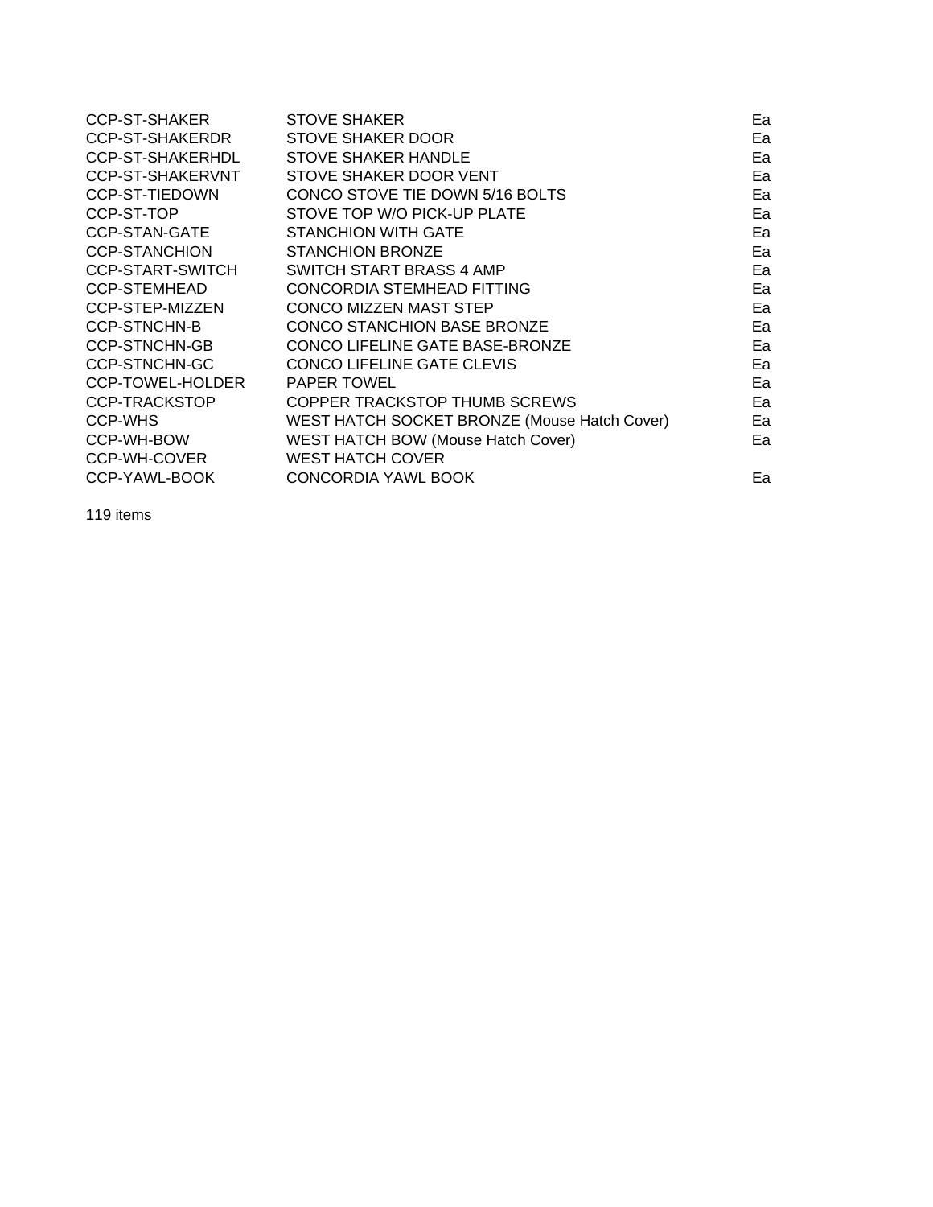| | | |
|---|---|---|
| CCP-ST-SHAKER | STOVE SHAKER | Ea |
| CCP-ST-SHAKERDR | STOVE SHAKER DOOR | Ea |
| CCP-ST-SHAKERHDL | STOVE SHAKER HANDLE | Ea |
| CCP-ST-SHAKERVNT | STOVE SHAKER DOOR VENT | Ea |
| CCP-ST-TIEDOWN | CONCO STOVE TIE DOWN 5/16 BOLTS | Ea |
| CCP-ST-TOP | STOVE TOP W/O PICK-UP PLATE | Ea |
| CCP-STAN-GATE | STANCHION WITH GATE | Ea |
| CCP-STANCHION | STANCHION BRONZE | Ea |
| CCP-START-SWITCH | SWITCH START BRASS 4 AMP | Ea |
| CCP-STEMHEAD | CONCORDIA STEMHEAD FITTING | Ea |
| CCP-STEP-MIZZEN | CONCO MIZZEN MAST STEP | Ea |
| CCP-STNCHN-B | CONCO STANCHION BASE BRONZE | Ea |
| CCP-STNCHN-GB | CONCO LIFELINE GATE BASE-BRONZE | Ea |
| CCP-STNCHN-GC | CONCO LIFELINE GATE CLEVIS | Ea |
| CCP-TOWEL-HOLDER | PAPER TOWEL | Ea |
| CCP-TRACKSTOP | COPPER TRACKSTOP THUMB SCREWS | Ea |
| CCP-WHS | WEST HATCH SOCKET BRONZE (Mouse Hatch Cover) | Ea |
| CCP-WH-BOW | WEST HATCH BOW (Mouse Hatch Cover) | Ea |
| CCP-WH-COVER | WEST HATCH COVER | |
| CCP-YAWL-BOOK | CONCORDIA YAWL BOOK | Ea |

119 items